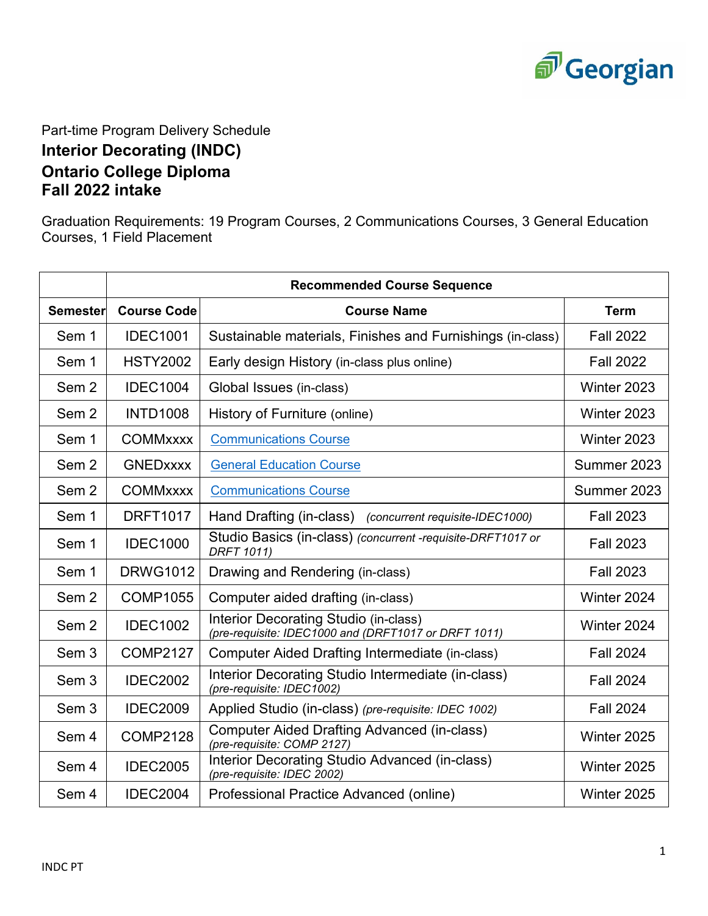Part-time Program Delivery Schedule

# Interior Decorating (INDC)
# Ontario College Diploma
# Fall 2022 intake

Graduation Requirements: 19 Program Courses, 2 Communications Courses, 3 General Education Courses, 1 Field Placement

| | Recommended Course Sequence | | |
|---|---|---|---|
| **Semester** | **Course Code** | **Course Name** | **Term** |
| Sem 1 | IDEC1001 | Sustainable materials, Finishes and Furnishings (in-class) | Fall 2022 |
| Sem 1 | HSTY2002 | Early design History (in-class plus online) | Fall 2022 |
| Sem 2 | IDEC1004 | Global Issues (in-class) | Winter 2023 |
| Sem 2 | INTD1008 | History of Furniture (online) | Winter 2023 |
| Sem 1 | COMMxxxx | Communications Course | Winter 2023 |
| Sem 2 | GNEDxxxx | General Education Course | Summer 2023 |
| Sem 2 | COMMxxxx | Communications Course | Summer 2023 |
| Sem 1 | DRFT1017 | Hand Drafting (in-class) *(concurrent requisite-IDEC1000)* | Fall 2023 |
| Sem 1 | IDEC1000 | Studio Basics (in-class) *(concurrent -requisite-DRFT1017 or DRFT 1011)* | Fall 2023 |
| Sem 1 | DRWG1012 | Drawing and Rendering (in-class) | Fall 2023 |
| Sem 2 | COMP1055 | Computer aided drafting (in-class) | Winter 2024 |
| Sem 2 | IDEC1002 | Interior Decorating Studio (in-class) *(pre-requisite: IDEC1000 and (DRFT1017 or DRFT 1011)* | Winter 2024 |
| Sem 3 | COMP2127 | Computer Aided Drafting Intermediate (in-class) | Fall 2024 |
| Sem 3 | IDEC2002 | Interior Decorating Studio Intermediate (in-class) *(pre-requisite: IDEC1002)* | Fall 2024 |
| Sem 3 | IDEC2009 | Applied Studio (in-class) *(pre-requisite: IDEC 1002)* | Fall 2024 |
| Sem 4 | COMP2128 | Computer Aided Drafting Advanced (in-class) *(pre-requisite: COMP 2127)* | Winter 2025 |
| Sem 4 | IDEC2005 | Interior Decorating Studio Advanced (in-class) *(pre-requisite: IDEC 2002)* | Winter 2025 |
| Sem 4 | IDEC2004 | Professional Practice Advanced (online) | Winter 2025 |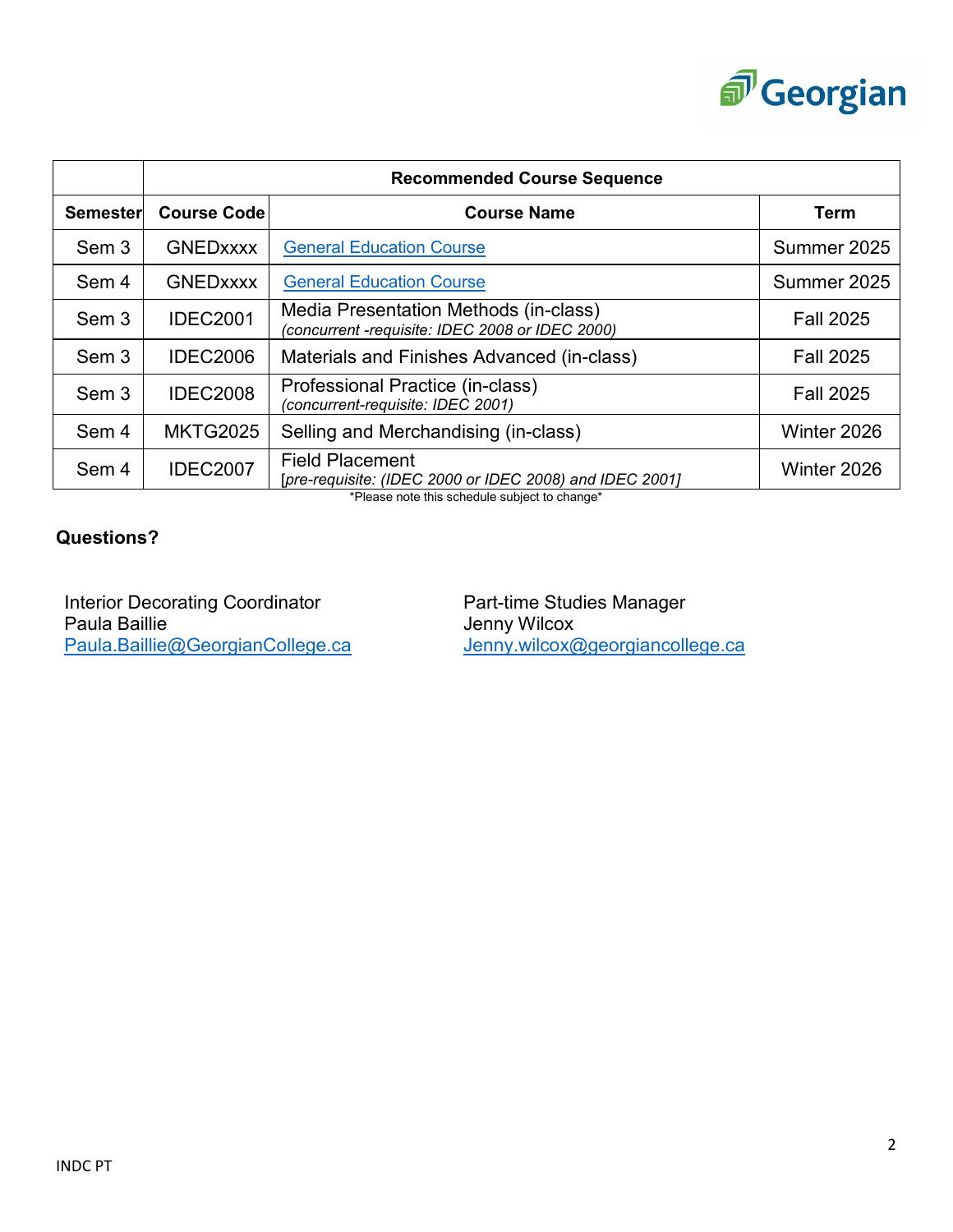| | Recommended Course Sequence | | |
|---|---|---|---|
| **Semester** | **Course Code** | **Course Name** | **Term** |
| Sem 3 | GNEDxxxx | [General Education Course]() | Summer 2025 |
| Sem 4 | GNEDxxxx | [General Education Course]() | Summer 2025 |
| Sem 3 | IDEC2001 | Media Presentation Methods (in-class) *(concurrent -requisite: IDEC 2008 or IDEC 2000)* | Fall 2025 |
| Sem 3 | IDEC2006 | Materials and Finishes Advanced (in-class) | Fall 2025 |
| Sem 3 | IDEC2008 | Professional Practice (in-class) *(concurrent-requisite: IDEC 2001)* | Fall 2025 |
| Sem 4 | MKTG2025 | Selling and Merchandising (in-class) | Winter 2026 |
| Sem 4 | IDEC2007 | Field Placement [*pre-requisite: (IDEC 2000 or IDEC 2008) and IDEC 2001]* | Winter 2026 |

*Please note this schedule subject to change*

**Questions?**

Interior Decorating Coordinator
Paula Baillie
[Paula.Baillie@GeorgianCollege.ca](mailto:Paula.Baillie@GeorgianCollege.ca)

Part-time Studies Manager
Jenny Wilcox
[Jenny.wilcox@georgiancollege.ca](mailto:Jenny.wilcox@georgiancollege.ca)